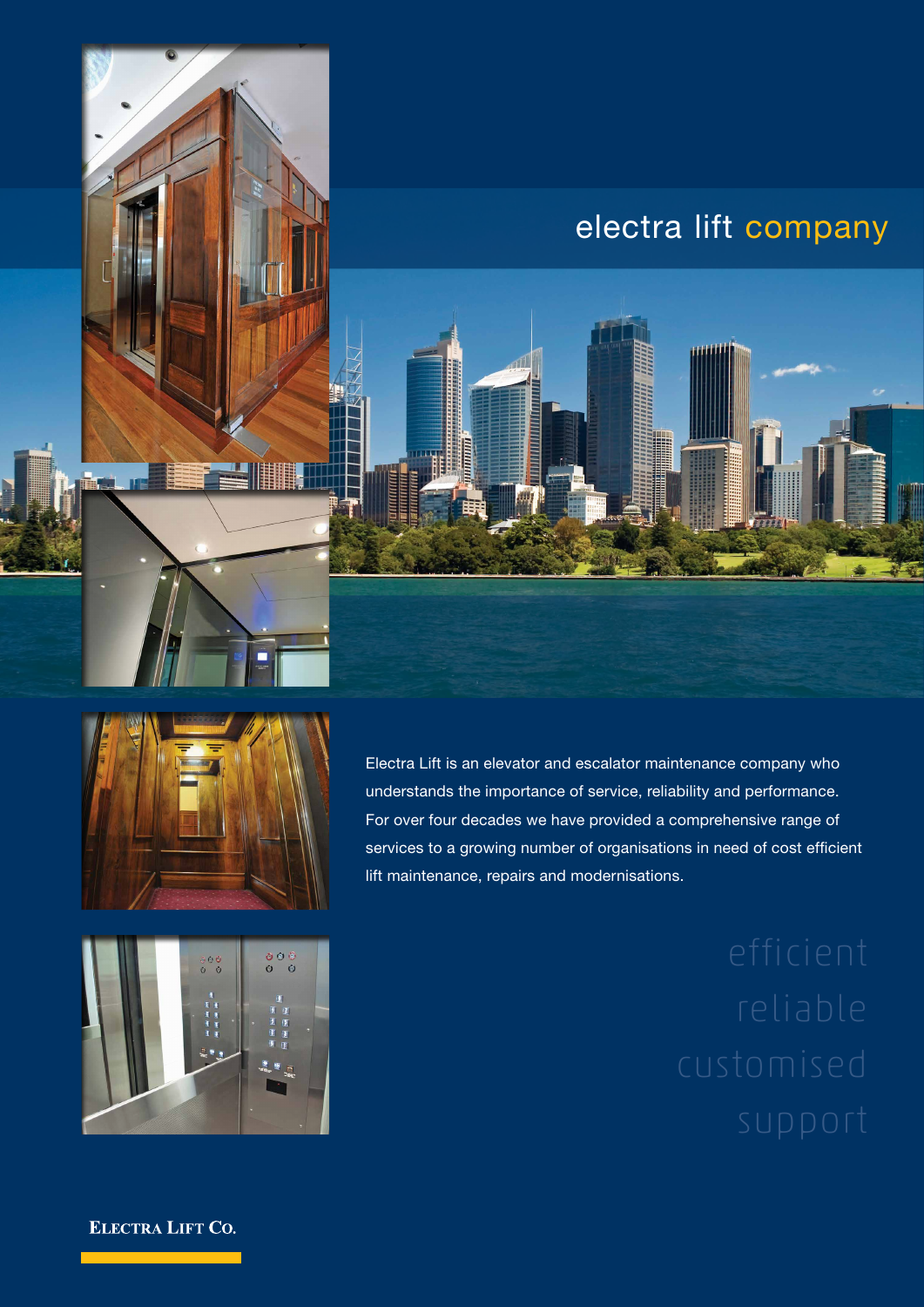# electra lift company

Electra Lift is an elevator and escalator maintenance company who understands the importance of service, reliability and performance. For over four decades we have provided a comprehensive range of services to a growing number of organisations in need of cost efficient lift maintenance, repairs and modernisations.

efficient
reliable
customised
support

ELECTRA LIFT CO.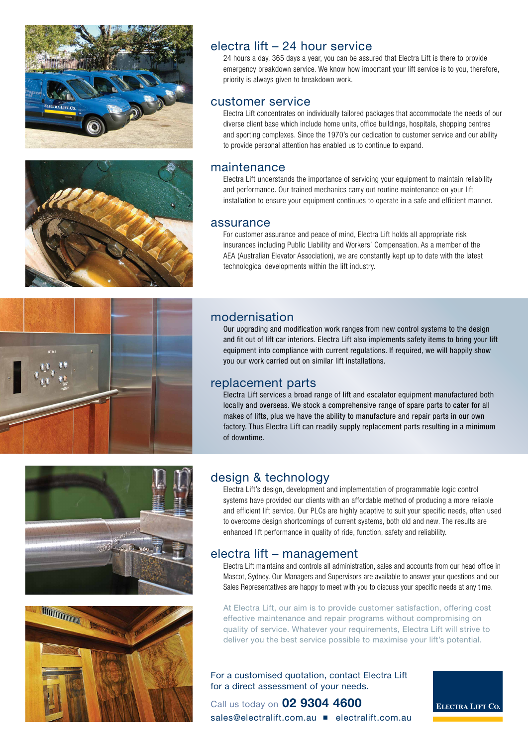## electra lift – 24 hour service

24 hours a day, 365 days a year, you can be assured that Electra Lift is there to provide emergency breakdown service. We know how important your lift service is to you, therefore, priority is always given to breakdown work.

## customer service

Electra Lift concentrates on individually tailored packages that accommodate the needs of our diverse client base which include home units, office buildings, hospitals, shopping centres and sporting complexes. Since the 1970's our dedication to customer service and our ability to provide personal attention has enabled us to continue to expand.

## maintenance

Electra Lift understands the importance of servicing your equipment to maintain reliability and performance. Our trained mechanics carry out routine maintenance on your lift installation to ensure your equipment continues to operate in a safe and efficient manner.

## assurance

For customer assurance and peace of mind, Electra Lift holds all appropriate risk insurances including Public Liability and Workers' Compensation. As a member of the AEA (Australian Elevator Association), we are constantly kept up to date with the latest technological developments within the lift industry.

## modernisation

Our upgrading and modification work ranges from new control systems to the design and fit out of lift car interiors. Electra Lift also implements safety items to bring your lift equipment into compliance with current regulations. If required, we will happily show you our work carried out on similar lift installations.

## replacement parts

Electra Lift services a broad range of lift and escalator equipment manufactured both locally and overseas. We stock a comprehensive range of spare parts to cater for all makes of lifts, plus we have the ability to manufacture and repair parts in our own factory. Thus Electra Lift can readily supply replacement parts resulting in a minimum of downtime.

## design & technology

Electra Lift's design, development and implementation of programmable logic control systems have provided our clients with an affordable method of producing a more reliable and efficient lift service. Our PLCs are highly adaptive to suit your specific needs, often used to overcome design shortcomings of current systems, both old and new. The results are enhanced lift performance in quality of ride, function, safety and reliability.

## electra lift – management

Electra Lift maintains and controls all administration, sales and accounts from our head office in Mascot, Sydney. Our Managers and Supervisors are available to answer your questions and our Sales Representatives are happy to meet with you to discuss your specific needs at any time.

At Electra Lift, our aim is to provide customer satisfaction, offering cost effective maintenance and repair programs without compromising on quality of service. Whatever your requirements, Electra Lift will strive to deliver you the best service possible to maximise your lift's potential.

For a customised quotation, contact Electra Lift for a direct assessment of your needs.

Call us today on **02 9304 4600**

sales@electralift.com.au ■ electralift.com.au

ELECTRA LIFT CO.